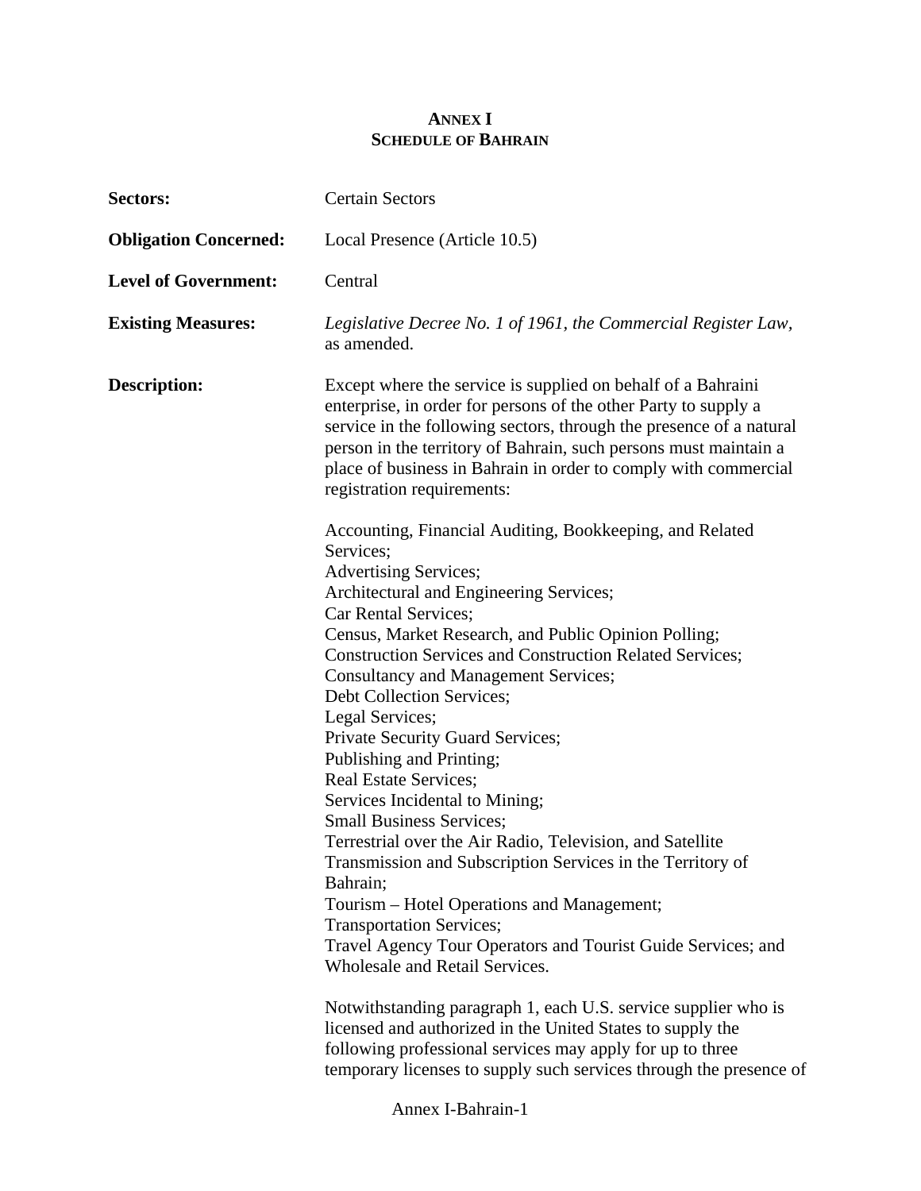# ANNEX I
## SCHEDULE OF BAHRAIN

**Sectors:** Certain Sectors

**Obligation Concerned:** Local Presence (Article 10.5)

**Level of Government:** Central

**Existing Measures:** *Legislative Decree No. 1 of 1961, the Commercial Register Law*, as amended.

**Description:** Except where the service is supplied on behalf of a Bahraini enterprise, in order for persons of the other Party to supply a service in the following sectors, through the presence of a natural person in the territory of Bahrain, such persons must maintain a place of business in Bahrain in order to comply with commercial registration requirements:

Accounting, Financial Auditing, Bookkeeping, and Related Services;
Advertising Services;
Architectural and Engineering Services;
Car Rental Services;
Census, Market Research, and Public Opinion Polling;
Construction Services and Construction Related Services;
Consultancy and Management Services;
Debt Collection Services;
Legal Services;
Private Security Guard Services;
Publishing and Printing;
Real Estate Services;
Services Incidental to Mining;
Small Business Services;
Terrestrial over the Air Radio, Television, and Satellite Transmission and Subscription Services in the Territory of Bahrain;
Tourism – Hotel Operations and Management;
Transportation Services;
Travel Agency Tour Operators and Tourist Guide Services; and
Wholesale and Retail Services.

Notwithstanding paragraph 1, each U.S. service supplier who is licensed and authorized in the United States to supply the following professional services may apply for up to three temporary licenses to supply such services through the presence of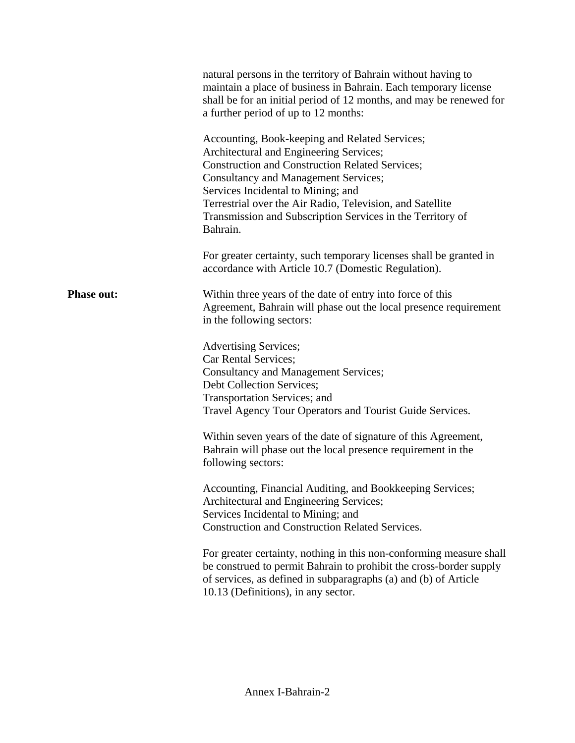natural persons in the territory of Bahrain without having to maintain a place of business in Bahrain. Each temporary license shall be for an initial period of 12 months, and may be renewed for a further period of up to 12 months:

Accounting, Book-keeping and Related Services;
Architectural and Engineering Services;
Construction and Construction Related Services;
Consultancy and Management Services;
Services Incidental to Mining; and
Terrestrial over the Air Radio, Television, and Satellite Transmission and Subscription Services in the Territory of Bahrain.

For greater certainty, such temporary licenses shall be granted in accordance with Article 10.7 (Domestic Regulation).

**Phase out:** Within three years of the date of entry into force of this Agreement, Bahrain will phase out the local presence requirement in the following sectors:

Advertising Services;
Car Rental Services;
Consultancy and Management Services;
Debt Collection Services;
Transportation Services; and
Travel Agency Tour Operators and Tourist Guide Services.

Within seven years of the date of signature of this Agreement, Bahrain will phase out the local presence requirement in the following sectors:

Accounting, Financial Auditing, and Bookkeeping Services;
Architectural and Engineering Services;
Services Incidental to Mining; and
Construction and Construction Related Services.

For greater certainty, nothing in this non-conforming measure shall be construed to permit Bahrain to prohibit the cross-border supply of services, as defined in subparagraphs (a) and (b) of Article 10.13 (Definitions), in any sector.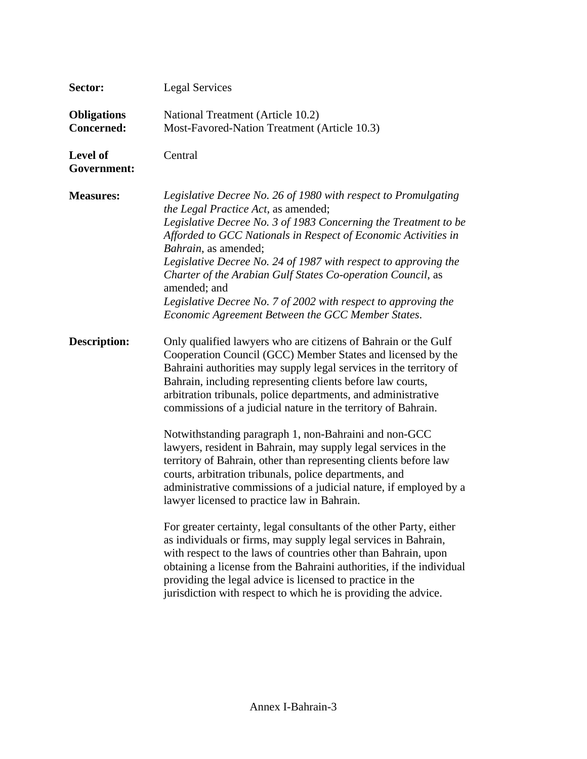**Sector:** Legal Services

**Obligations Concerned:** National Treatment (Article 10.2)
Most-Favored-Nation Treatment (Article 10.3)

**Level of Government:** Central

**Measures:** *Legislative Decree No. 26 of 1980 with respect to Promulgating the Legal Practice Act*, as amended;
*Legislative Decree No. 3 of 1983 Concerning the Treatment to be Afforded to GCC Nationals in Respect of Economic Activities in Bahrain*, as amended;
*Legislative Decree No. 24 of 1987 with respect to approving the Charter of the Arabian Gulf States Co-operation Council*, as amended; and
*Legislative Decree No. 7 of 2002 with respect to approving the Economic Agreement Between the GCC Member States*.

**Description:** Only qualified lawyers who are citizens of Bahrain or the Gulf Cooperation Council (GCC) Member States and licensed by the Bahraini authorities may supply legal services in the territory of Bahrain, including representing clients before law courts, arbitration tribunals, police departments, and administrative commissions of a judicial nature in the territory of Bahrain.

Notwithstanding paragraph 1, non-Bahraini and non-GCC lawyers, resident in Bahrain, may supply legal services in the territory of Bahrain, other than representing clients before law courts, arbitration tribunals, police departments, and administrative commissions of a judicial nature, if employed by a lawyer licensed to practice law in Bahrain.

For greater certainty, legal consultants of the other Party, either as individuals or firms, may supply legal services in Bahrain, with respect to the laws of countries other than Bahrain, upon obtaining a license from the Bahraini authorities, if the individual providing the legal advice is licensed to practice in the jurisdiction with respect to which he is providing the advice.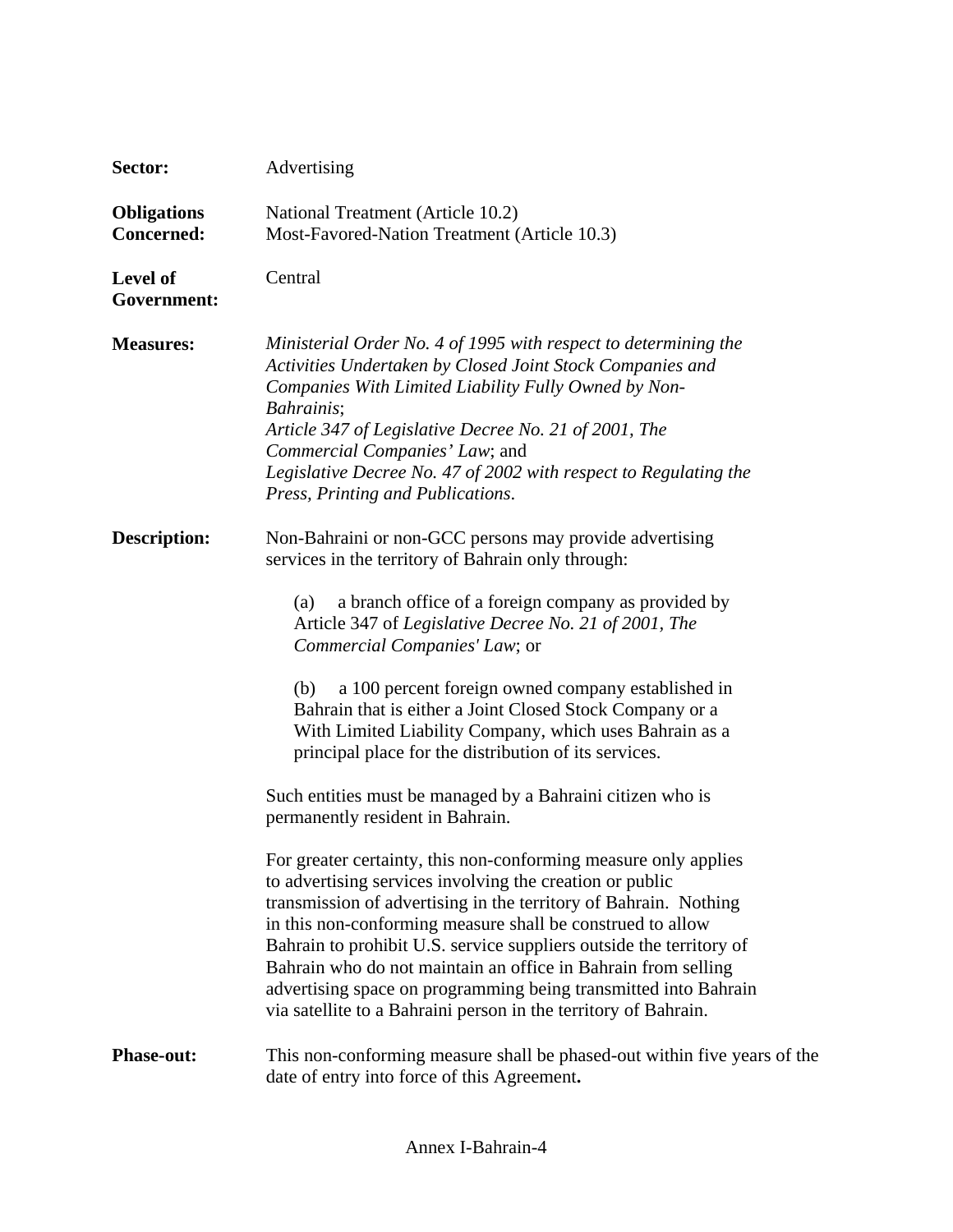**Sector:** Advertising

**Obligations Concerned:** National Treatment (Article 10.2)
Most-Favored-Nation Treatment (Article 10.3)

**Level of Government:** Central

**Measures:** *Ministerial Order No. 4 of 1995 with respect to determining the Activities Undertaken by Closed Joint Stock Companies and Companies With Limited Liability Fully Owned by Non-Bahrainis*;
*Article 347 of Legislative Decree No. 21 of 2001, The Commercial Companies' Law*; and
*Legislative Decree No. 47 of 2002 with respect to Regulating the Press, Printing and Publications*.

**Description:** Non-Bahraini or non-GCC persons may provide advertising services in the territory of Bahrain only through:

(a) a branch office of a foreign company as provided by Article 347 of *Legislative Decree No. 21 of 2001, The Commercial Companies' Law*; or

(b) a 100 percent foreign owned company established in Bahrain that is either a Joint Closed Stock Company or a With Limited Liability Company, which uses Bahrain as a principal place for the distribution of its services.

Such entities must be managed by a Bahraini citizen who is permanently resident in Bahrain.

For greater certainty, this non-conforming measure only applies to advertising services involving the creation or public transmission of advertising in the territory of Bahrain. Nothing in this non-conforming measure shall be construed to allow Bahrain to prohibit U.S. service suppliers outside the territory of Bahrain who do not maintain an office in Bahrain from selling advertising space on programming being transmitted into Bahrain via satellite to a Bahraini person in the territory of Bahrain.

**Phase-out:** This non-conforming measure shall be phased-out within five years of the date of entry into force of this Agreement**.**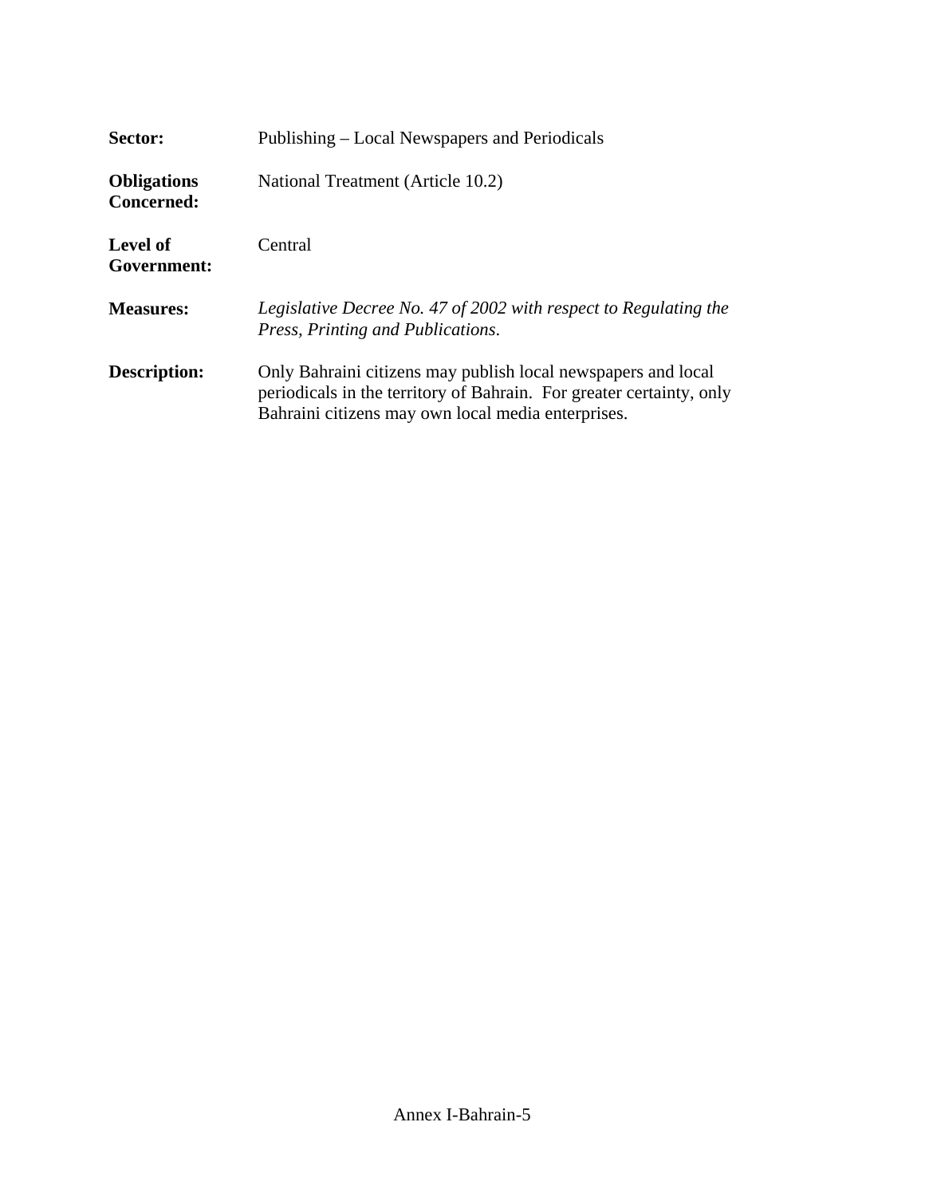**Sector:** Publishing – Local Newspapers and Periodicals

**Obligations Concerned:** National Treatment (Article 10.2)

**Level of Government:** Central

**Measures:** *Legislative Decree No. 47 of 2002 with respect to Regulating the Press, Printing and Publications*.

**Description:** Only Bahraini citizens may publish local newspapers and local periodicals in the territory of Bahrain. For greater certainty, only Bahraini citizens may own local media enterprises.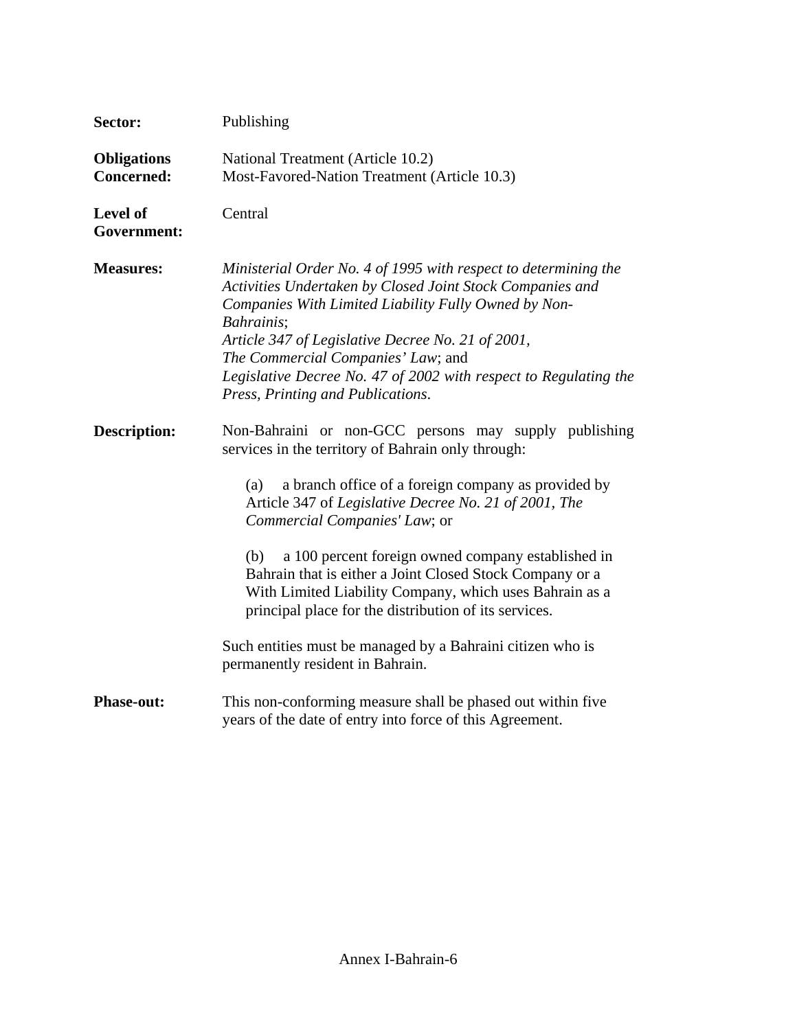**Sector:** Publishing

**Obligations Concerned:** National Treatment (Article 10.2)
Most-Favored-Nation Treatment (Article 10.3)

**Level of Government:** Central

**Measures:** *Ministerial Order No. 4 of 1995 with respect to determining the Activities Undertaken by Closed Joint Stock Companies and Companies With Limited Liability Fully Owned by Non-Bahrainis*;
*Article 347 of Legislative Decree No. 21 of 2001, The Commercial Companies' Law*; and
*Legislative Decree No. 47 of 2002 with respect to Regulating the Press, Printing and Publications.*

**Description:** Non-Bahraini or non-GCC persons may supply publishing services in the territory of Bahrain only through:

(a) a branch office of a foreign company as provided by Article 347 of *Legislative Decree No. 21 of 2001, The Commercial Companies' Law*; or

(b) a 100 percent foreign owned company established in Bahrain that is either a Joint Closed Stock Company or a With Limited Liability Company, which uses Bahrain as a principal place for the distribution of its services.

Such entities must be managed by a Bahraini citizen who is permanently resident in Bahrain.

**Phase-out:** This non-conforming measure shall be phased out within five years of the date of entry into force of this Agreement.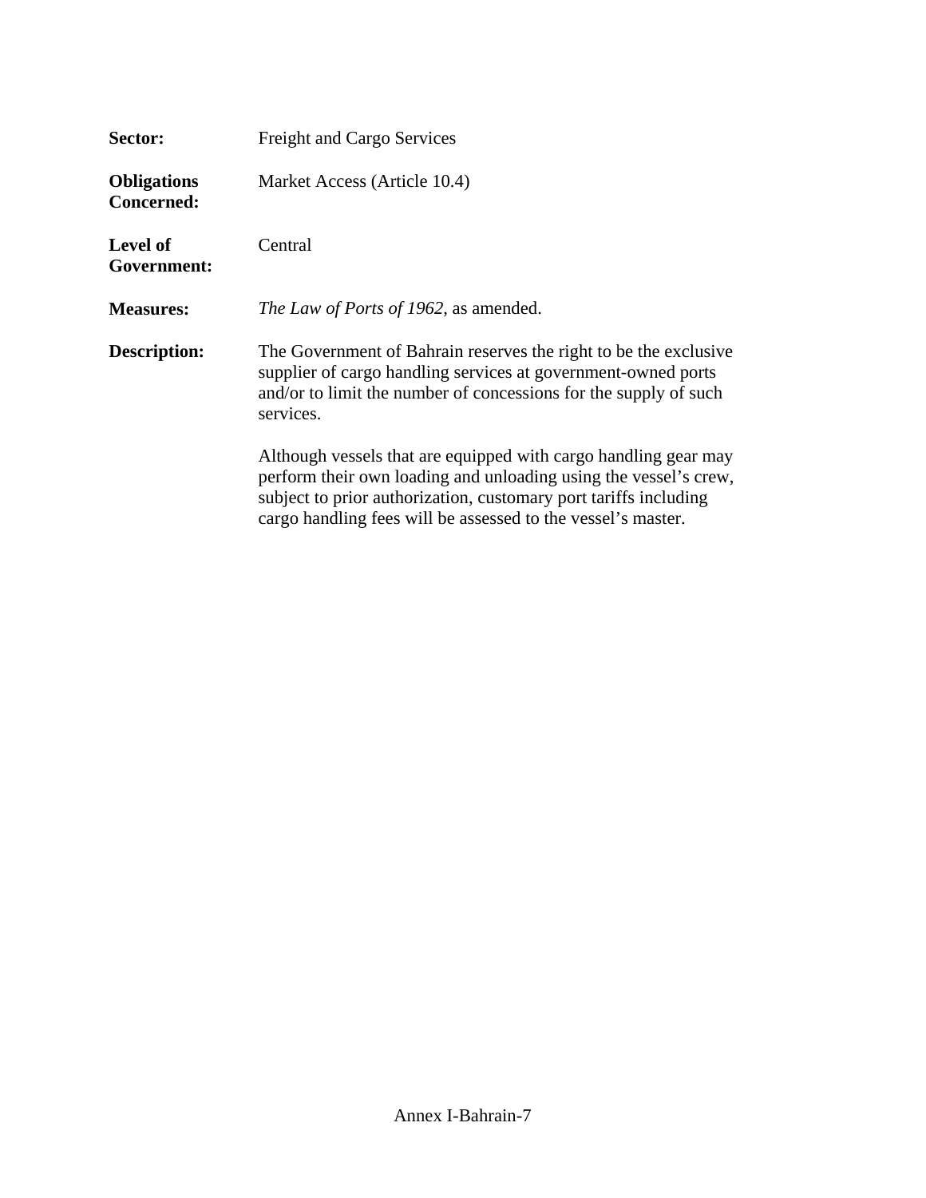**Sector:** Freight and Cargo Services

**Obligations Concerned:** Market Access (Article 10.4)

**Level of Government:** Central

**Measures:** *The Law of Ports of 1962*, as amended.

**Description:** The Government of Bahrain reserves the right to be the exclusive supplier of cargo handling services at government-owned ports and/or to limit the number of concessions for the supply of such services.

Although vessels that are equipped with cargo handling gear may perform their own loading and unloading using the vessel's crew, subject to prior authorization, customary port tariffs including cargo handling fees will be assessed to the vessel's master.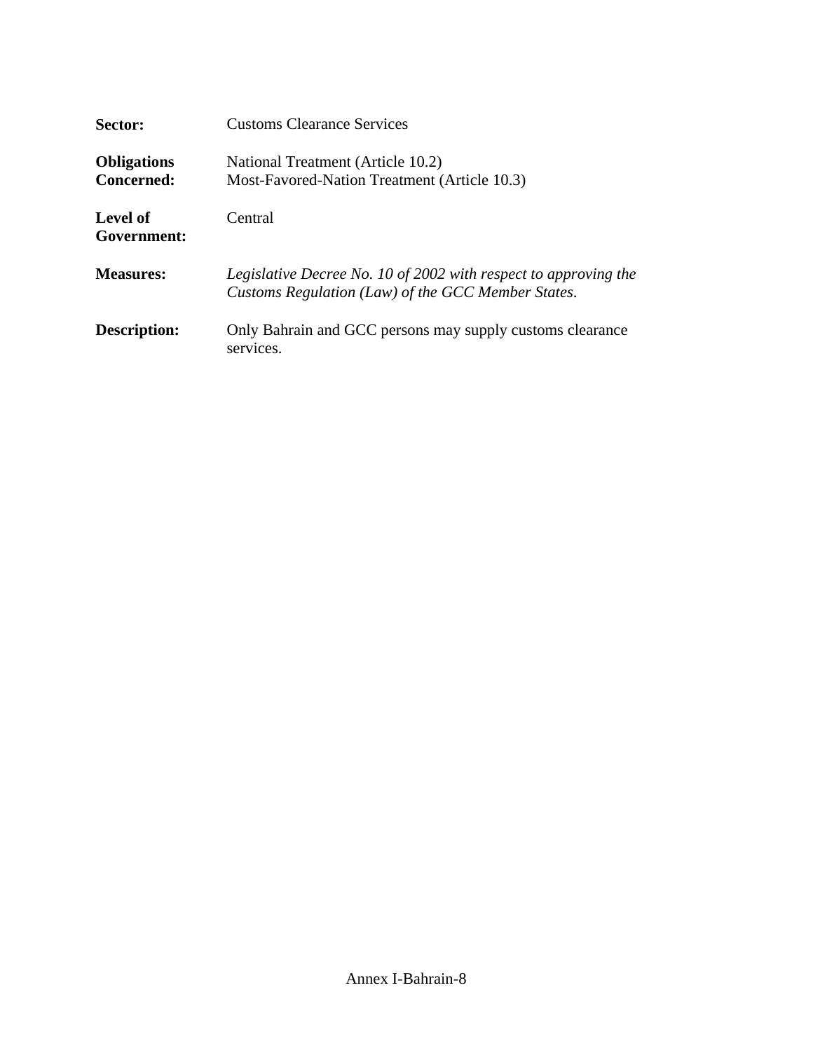**Sector:** Customs Clearance Services

**Obligations Concerned:** National Treatment (Article 10.2)
Most-Favored-Nation Treatment (Article 10.3)

**Level of Government:** Central

**Measures:** *Legislative Decree No. 10 of 2002 with respect to approving the Customs Regulation (Law) of the GCC Member States*.

**Description:** Only Bahrain and GCC persons may supply customs clearance services.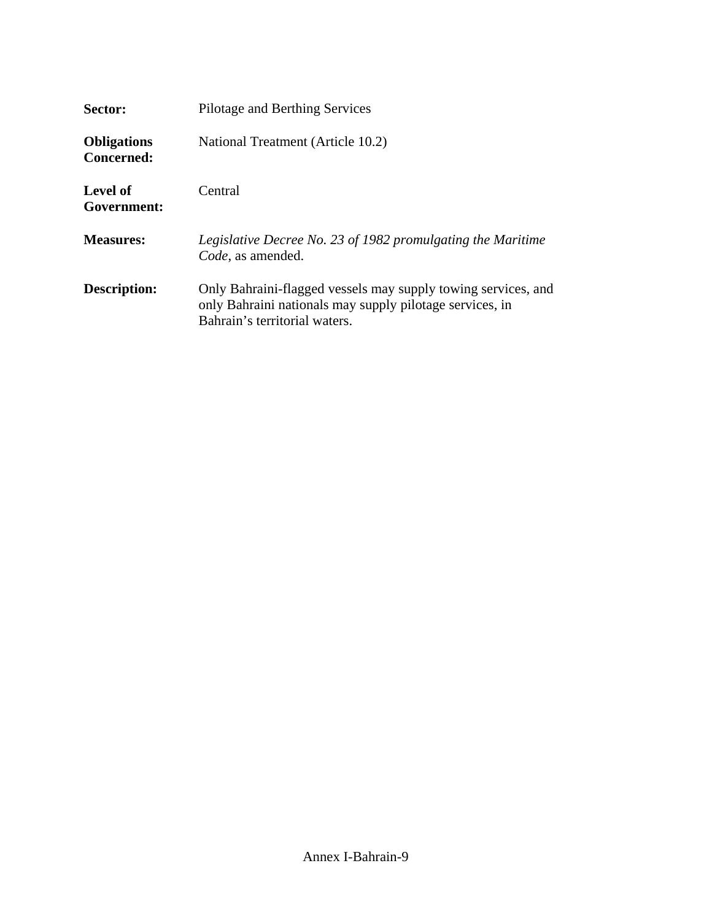| | |
|---|---|
| **Sector:** | Pilotage and Berthing Services |
| **Obligations Concerned:** | National Treatment (Article 10.2) |
| **Level of Government:** | Central |
| **Measures:** | *Legislative Decree No. 23 of 1982 promulgating the Maritime Code*, as amended. |
| **Description:** | Only Bahraini-flagged vessels may supply towing services, and only Bahraini nationals may supply pilotage services, in Bahrain's territorial waters. |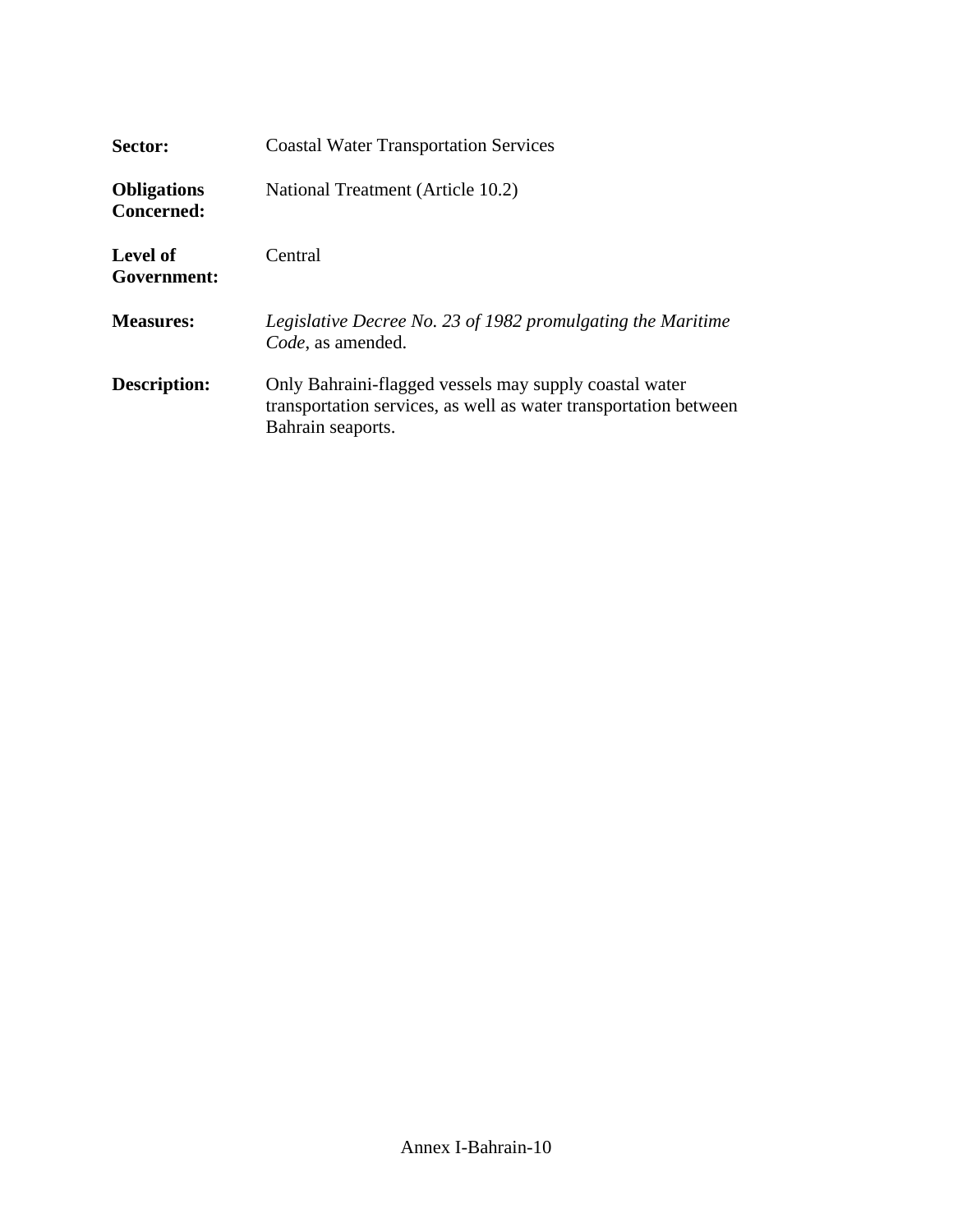**Sector:** Coastal Water Transportation Services

**Obligations Concerned:** National Treatment (Article 10.2)

**Level of Government:** Central

**Measures:** *Legislative Decree No. 23 of 1982 promulgating the Maritime Code*, as amended.

**Description:** Only Bahraini-flagged vessels may supply coastal water transportation services, as well as water transportation between Bahrain seaports.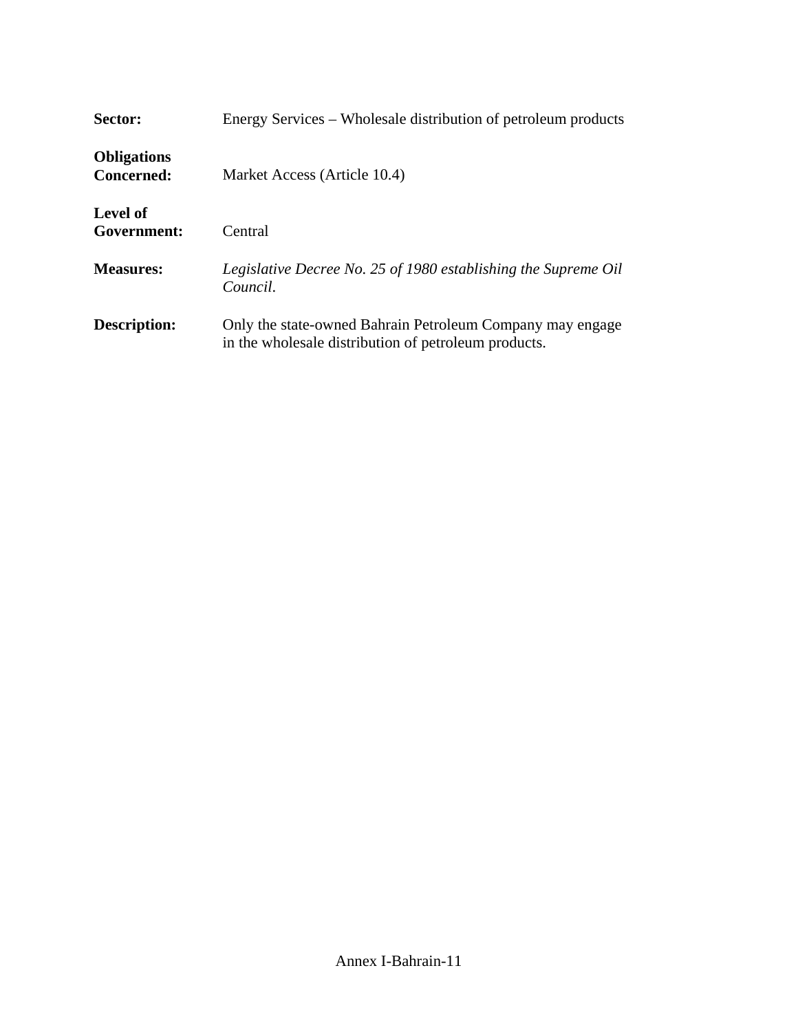**Sector:** Energy Services – Wholesale distribution of petroleum products

**Obligations Concerned:** Market Access (Article 10.4)

**Level of Government:** Central

**Measures:** *Legislative Decree No. 25 of 1980 establishing the Supreme Oil Council*.

**Description:** Only the state-owned Bahrain Petroleum Company may engage in the wholesale distribution of petroleum products.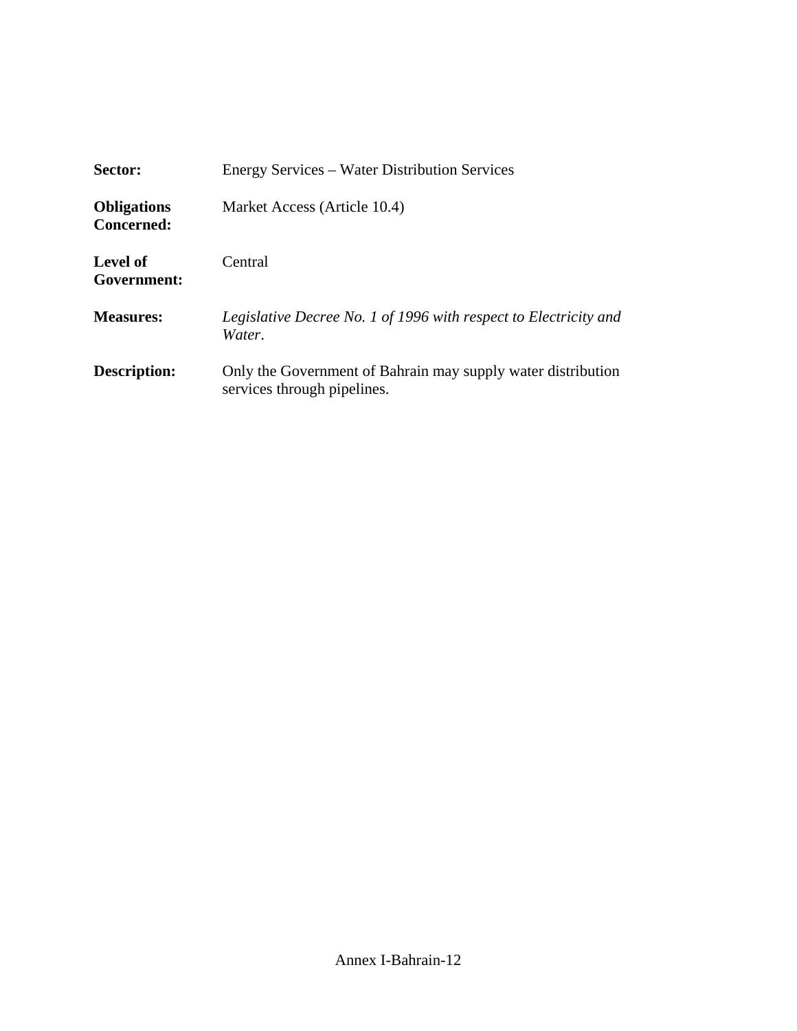| | |
|---|---|
| **Sector:** | Energy Services – Water Distribution Services |
| **Obligations Concerned:** | Market Access (Article 10.4) |
| **Level of Government:** | Central |
| **Measures:** | *Legislative Decree No. 1 of 1996 with respect to Electricity and Water*. |
| **Description:** | Only the Government of Bahrain may supply water distribution services through pipelines. |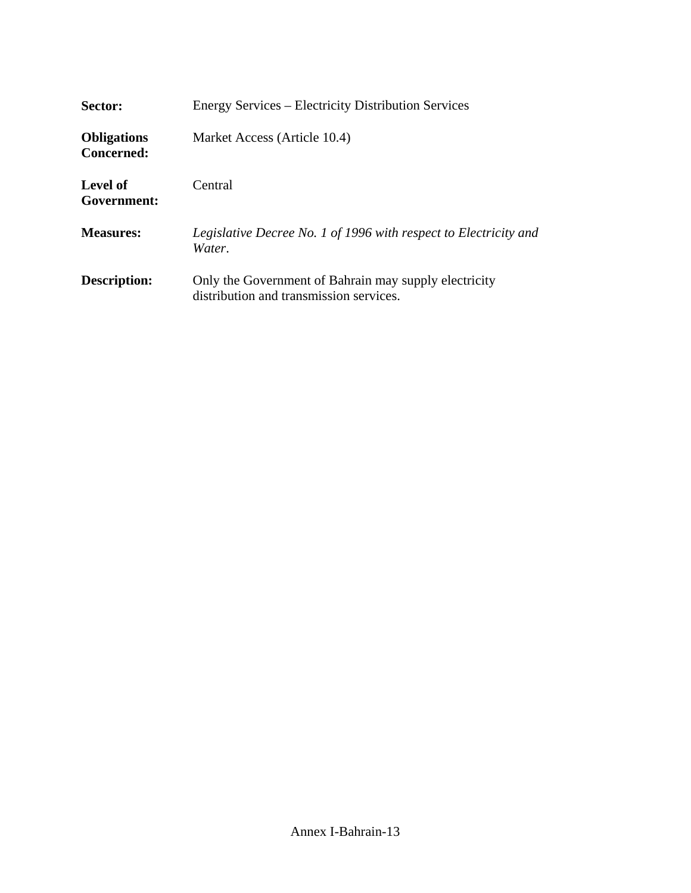**Sector:** Energy Services – Electricity Distribution Services

**Obligations Concerned:** Market Access (Article 10.4)

**Level of Government:** Central

**Measures:** *Legislative Decree No. 1 of 1996 with respect to Electricity and Water*.

**Description:** Only the Government of Bahrain may supply electricity distribution and transmission services.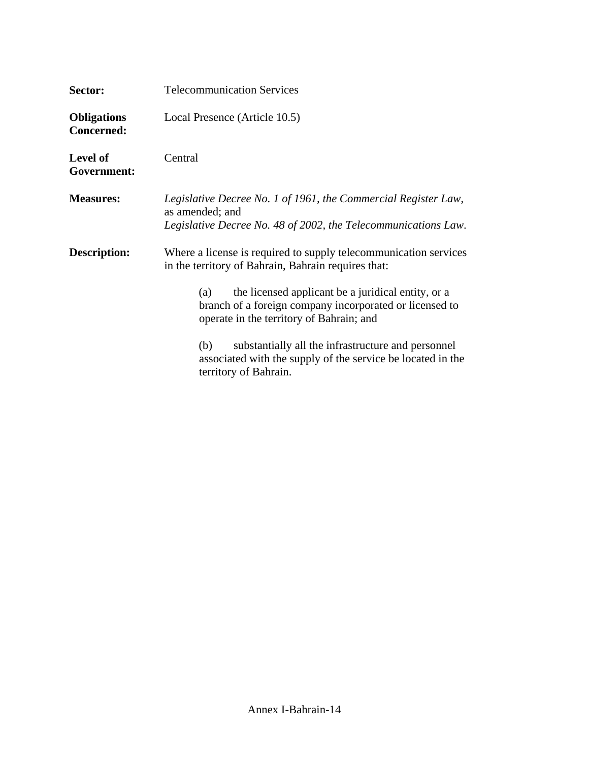**Sector:** Telecommunication Services

**Obligations Concerned:** Local Presence (Article 10.5)

**Level of Government:** Central

**Measures:** *Legislative Decree No. 1 of 1961, the Commercial Register Law*, as amended; and
*Legislative Decree No. 48 of 2002, the Telecommunications Law*.

**Description:** Where a license is required to supply telecommunication services in the territory of Bahrain, Bahrain requires that:

> (a) the licensed applicant be a juridical entity, or a branch of a foreign company incorporated or licensed to operate in the territory of Bahrain; and
>
> (b) substantially all the infrastructure and personnel associated with the supply of the service be located in the territory of Bahrain.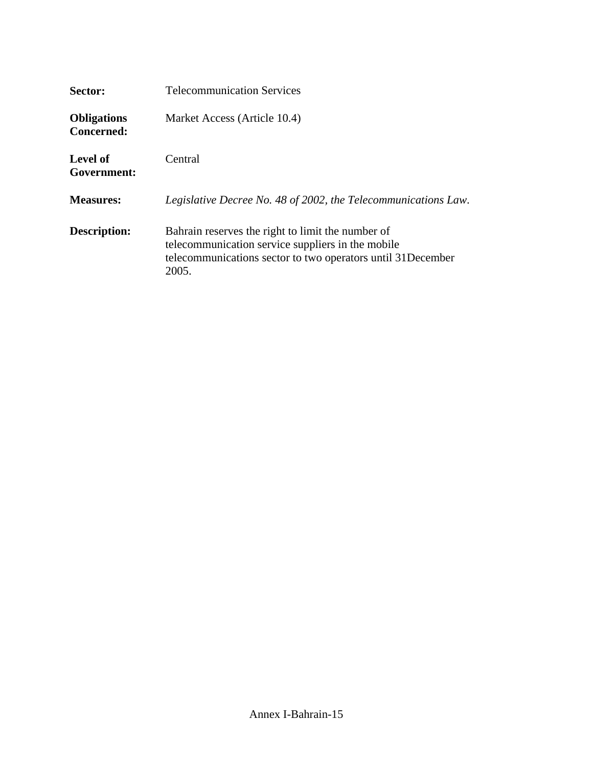**Sector:** Telecommunication Services

**Obligations Concerned:** Market Access (Article 10.4)

**Level of Government:** Central

**Measures:** *Legislative Decree No. 48 of 2002, the Telecommunications Law*.

**Description:** Bahrain reserves the right to limit the number of telecommunication service suppliers in the mobile telecommunications sector to two operators until 31December 2005.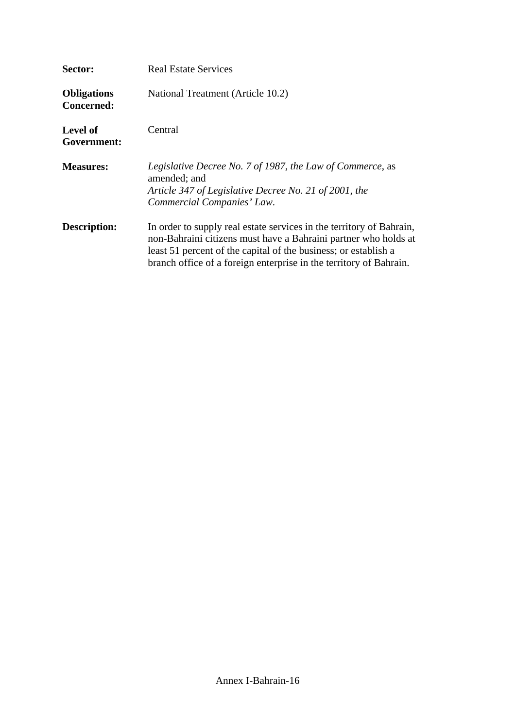**Sector:** Real Estate Services

**Obligations Concerned:** National Treatment (Article 10.2)

**Level of Government:** Central

**Measures:** *Legislative Decree No. 7 of 1987, the Law of Commerce*, as amended; and
*Article 347 of Legislative Decree No. 21 of 2001, the Commercial Companies' Law*.

**Description:** In order to supply real estate services in the territory of Bahrain, non-Bahraini citizens must have a Bahraini partner who holds at least 51 percent of the capital of the business; or establish a branch office of a foreign enterprise in the territory of Bahrain.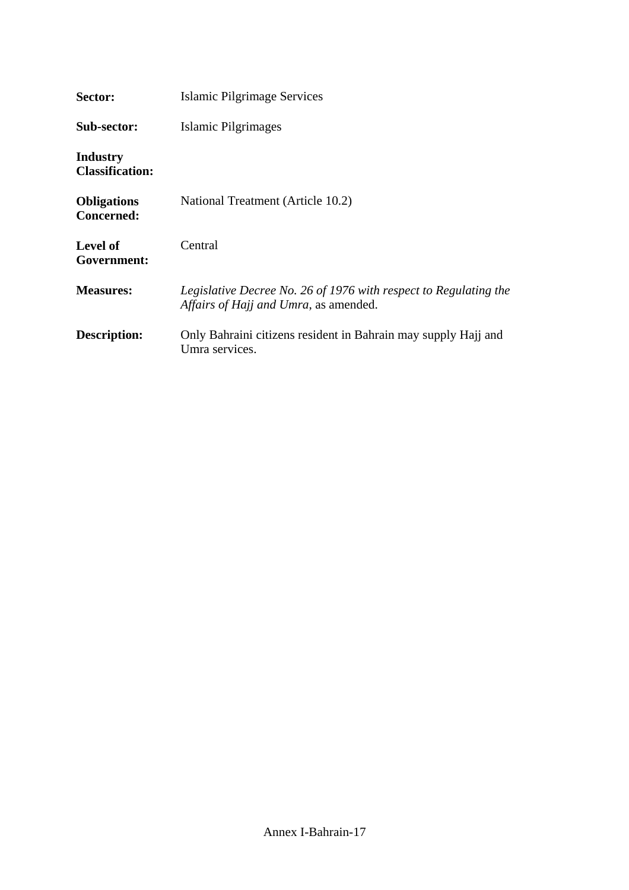**Sector:** Islamic Pilgrimage Services

**Sub-sector:** Islamic Pilgrimages

**Industry Classification:**

**Obligations Concerned:** National Treatment (Article 10.2)

**Level of Government:** Central

**Measures:** *Legislative Decree No. 26 of 1976 with respect to Regulating the Affairs of Hajj and Umra*, as amended.

**Description:** Only Bahraini citizens resident in Bahrain may supply Hajj and Umra services.